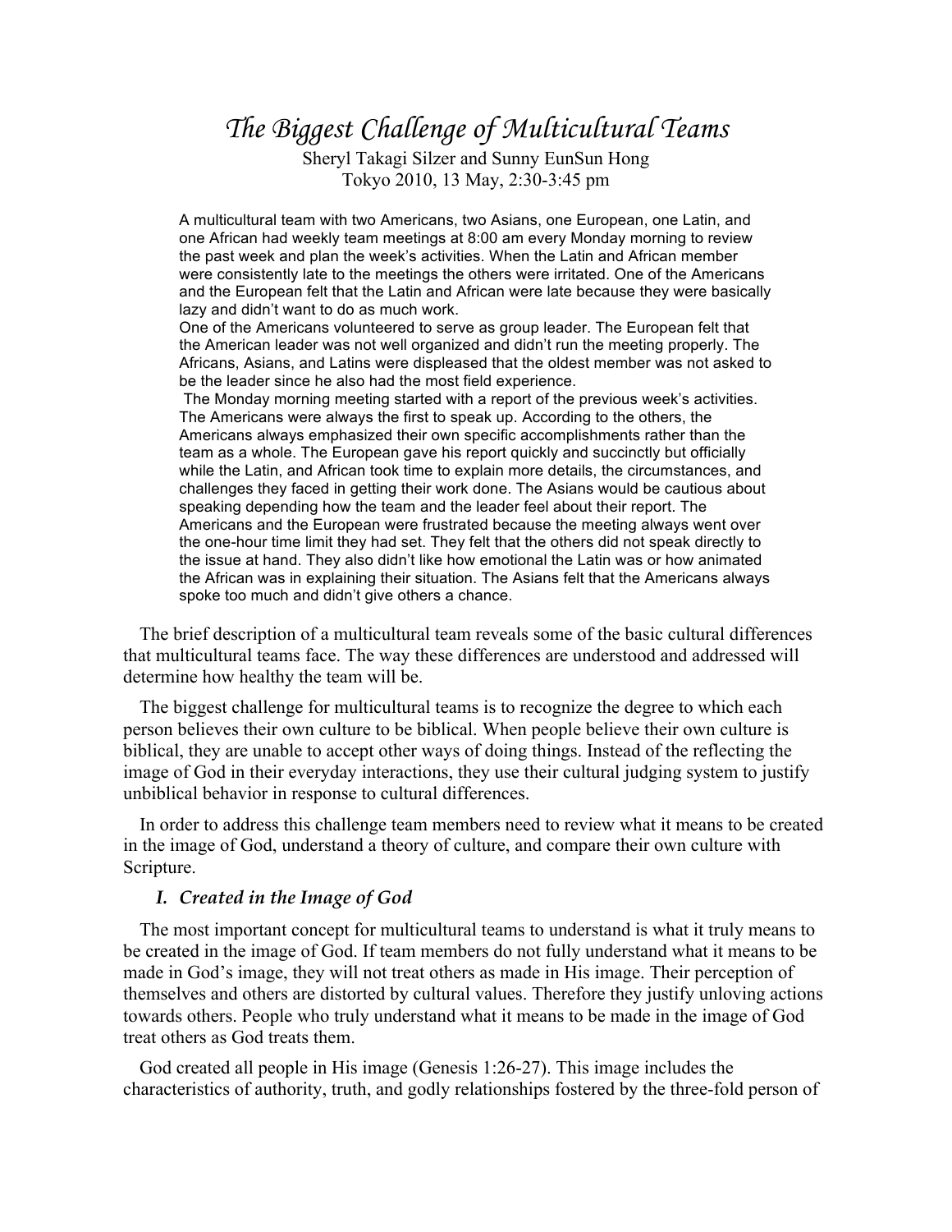# *The Biggest Challenge of Multicultural Teams*

Sheryl Takagi Silzer and Sunny EunSun Hong
Tokyo 2010, 13 May, 2:30-3:45 pm

> A multicultural team with two Americans, two Asians, one European, one Latin, and one African had weekly team meetings at 8:00 am every Monday morning to review the past week and plan the week's activities. When the Latin and African member were consistently late to the meetings the others were irritated. One of the Americans and the European felt that the Latin and African were late because they were basically lazy and didn't want to do as much work.
>
> One of the Americans volunteered to serve as group leader. The European felt that the American leader was not well organized and didn't run the meeting properly. The Africans, Asians, and Latins were displeased that the oldest member was not asked to be the leader since he also had the most field experience.
>
> The Monday morning meeting started with a report of the previous week's activities. The Americans were always the first to speak up. According to the others, the Americans always emphasized their own specific accomplishments rather than the team as a whole. The European gave his report quickly and succinctly but officially while the Latin, and African took time to explain more details, the circumstances, and challenges they faced in getting their work done. The Asians would be cautious about speaking depending how the team and the leader feel about their report. The Americans and the European were frustrated because the meeting always went over the one-hour time limit they had set. They felt that the others did not speak directly to the issue at hand. They also didn't like how emotional the Latin was or how animated the African was in explaining their situation. The Asians felt that the Americans always spoke too much and didn't give others a chance.

The brief description of a multicultural team reveals some of the basic cultural differences that multicultural teams face. The way these differences are understood and addressed will determine how healthy the team will be.

The biggest challenge for multicultural teams is to recognize the degree to which each person believes their own culture to be biblical. When people believe their own culture is biblical, they are unable to accept other ways of doing things. Instead of the reflecting the image of God in their everyday interactions, they use their cultural judging system to justify unbiblical behavior in response to cultural differences.

In order to address this challenge team members need to review what it means to be created in the image of God, understand a theory of culture, and compare their own culture with Scripture.

## *I. Created in the Image of God*

The most important concept for multicultural teams to understand is what it truly means to be created in the image of God. If team members do not fully understand what it means to be made in God's image, they will not treat others as made in His image. Their perception of themselves and others are distorted by cultural values. Therefore they justify unloving actions towards others. People who truly understand what it means to be made in the image of God treat others as God treats them.

God created all people in His image (Genesis 1:26-27). This image includes the characteristics of authority, truth, and godly relationships fostered by the three-fold person of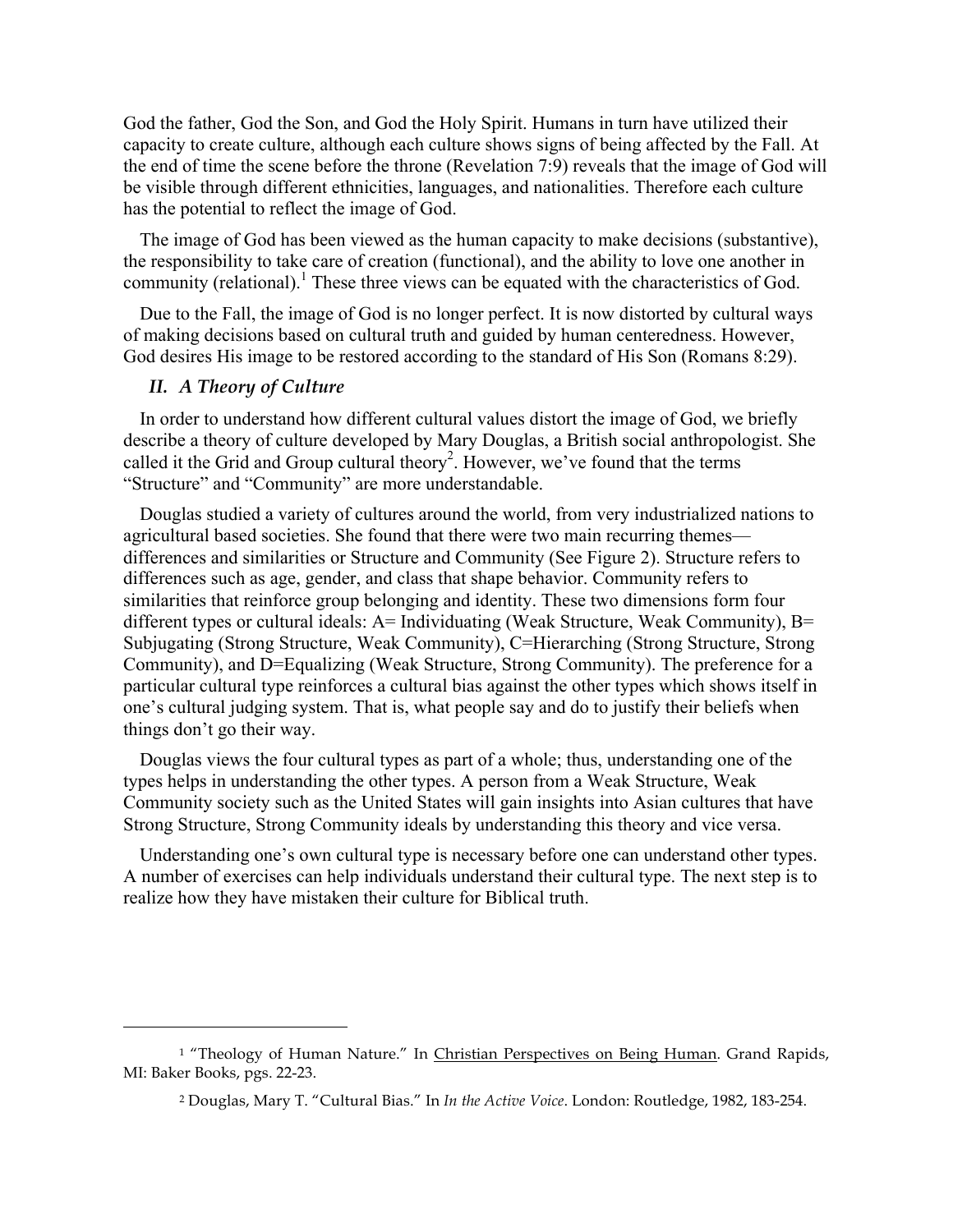God the father, God the Son, and God the Holy Spirit. Humans in turn have utilized their capacity to create culture, although each culture shows signs of being affected by the Fall. At the end of time the scene before the throne (Revelation 7:9) reveals that the image of God will be visible through different ethnicities, languages, and nationalities. Therefore each culture has the potential to reflect the image of God.

The image of God has been viewed as the human capacity to make decisions (substantive), the responsibility to take care of creation (functional), and the ability to love one another in community (relational).[1] These three views can be equated with the characteristics of God.

Due to the Fall, the image of God is no longer perfect. It is now distorted by cultural ways of making decisions based on cultural truth and guided by human centeredness. However, God desires His image to be restored according to the standard of His Son (Romans 8:29).

## *II. A Theory of Culture*

In order to understand how different cultural values distort the image of God, we briefly describe a theory of culture developed by Mary Douglas, a British social anthropologist. She called it the Grid and Group cultural theory[2]. However, we've found that the terms "Structure" and "Community" are more understandable.

Douglas studied a variety of cultures around the world, from very industrialized nations to agricultural based societies. She found that there were two main recurring themes—differences and similarities or Structure and Community (See Figure 2). Structure refers to differences such as age, gender, and class that shape behavior. Community refers to similarities that reinforce group belonging and identity. These two dimensions form four different types or cultural ideals: A= Individuating (Weak Structure, Weak Community), B= Subjugating (Strong Structure, Weak Community), C=Hierarching (Strong Structure, Strong Community), and D=Equalizing (Weak Structure, Strong Community). The preference for a particular cultural type reinforces a cultural bias against the other types which shows itself in one's cultural judging system. That is, what people say and do to justify their beliefs when things don't go their way.

Douglas views the four cultural types as part of a whole; thus, understanding one of the types helps in understanding the other types. A person from a Weak Structure, Weak Community society such as the United States will gain insights into Asian cultures that have Strong Structure, Strong Community ideals by understanding this theory and vice versa.

Understanding one's own cultural type is necessary before one can understand other types. A number of exercises can help individuals understand their cultural type. The next step is to realize how they have mistaken their culture for Biblical truth.

---

[1] "Theology of Human Nature." In Christian Perspectives on Being Human. Grand Rapids, MI: Baker Books, pgs. 22-23.

[2] Douglas, Mary T. "Cultural Bias." In *In the Active Voice*. London: Routledge, 1982, 183-254.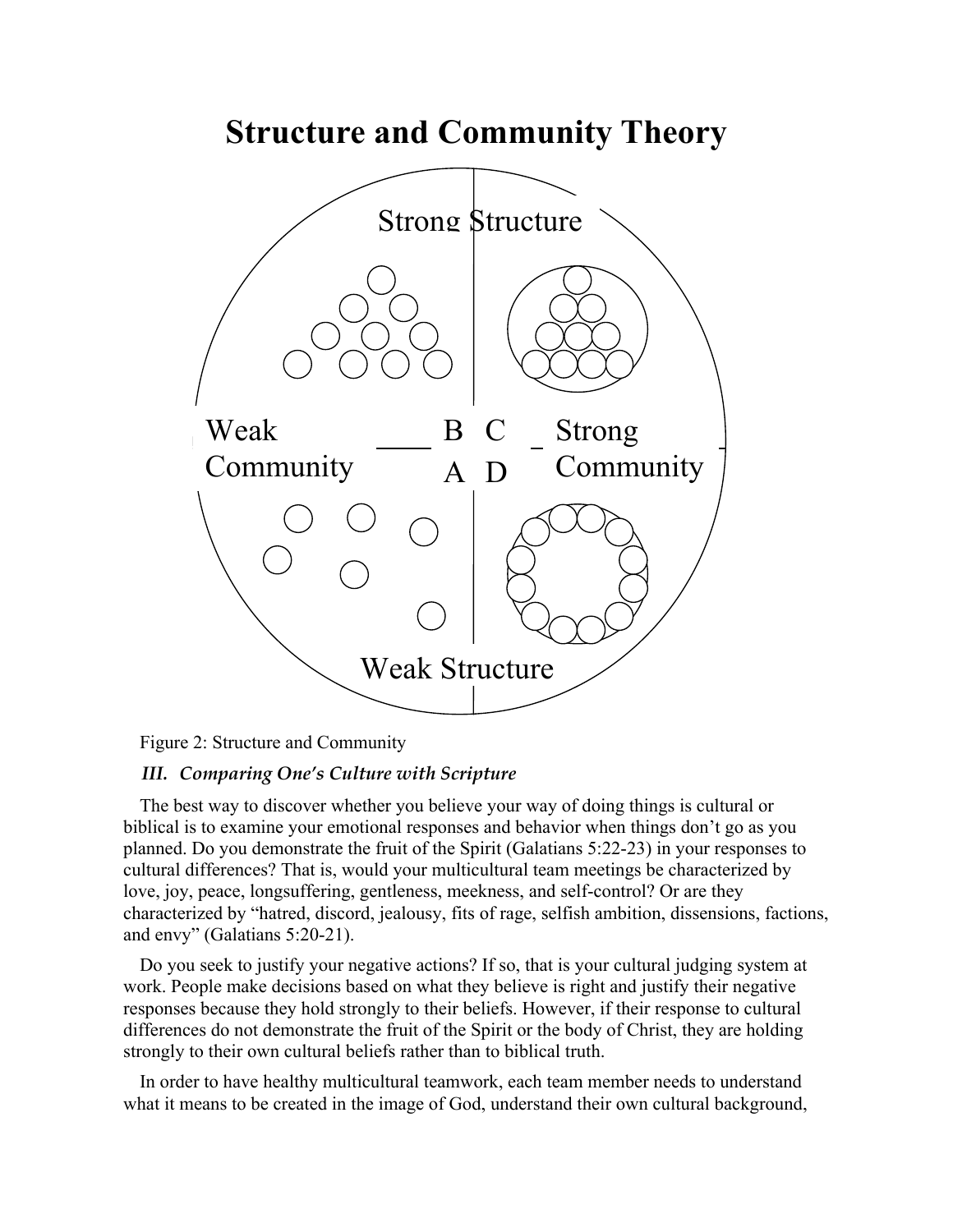# Structure and Community Theory

Strong Structure

Weak Community

B C

A D

Strong Community

Weak Structure

Figure 2: Structure and Community

### *III. Comparing One's Culture with Scripture*

The best way to discover whether you believe your way of doing things is cultural or biblical is to examine your emotional responses and behavior when things don't go as you planned. Do you demonstrate the fruit of the Spirit (Galatians 5:22-23) in your responses to cultural differences? That is, would your multicultural team meetings be characterized by love, joy, peace, longsuffering, gentleness, meekness, and self-control? Or are they characterized by "hatred, discord, jealousy, fits of rage, selfish ambition, dissensions, factions, and envy" (Galatians 5:20-21).

Do you seek to justify your negative actions? If so, that is your cultural judging system at work. People make decisions based on what they believe is right and justify their negative responses because they hold strongly to their beliefs. However, if their response to cultural differences do not demonstrate the fruit of the Spirit or the body of Christ, they are holding strongly to their own cultural beliefs rather than to biblical truth.

In order to have healthy multicultural teamwork, each team member needs to understand what it means to be created in the image of God, understand their own cultural background,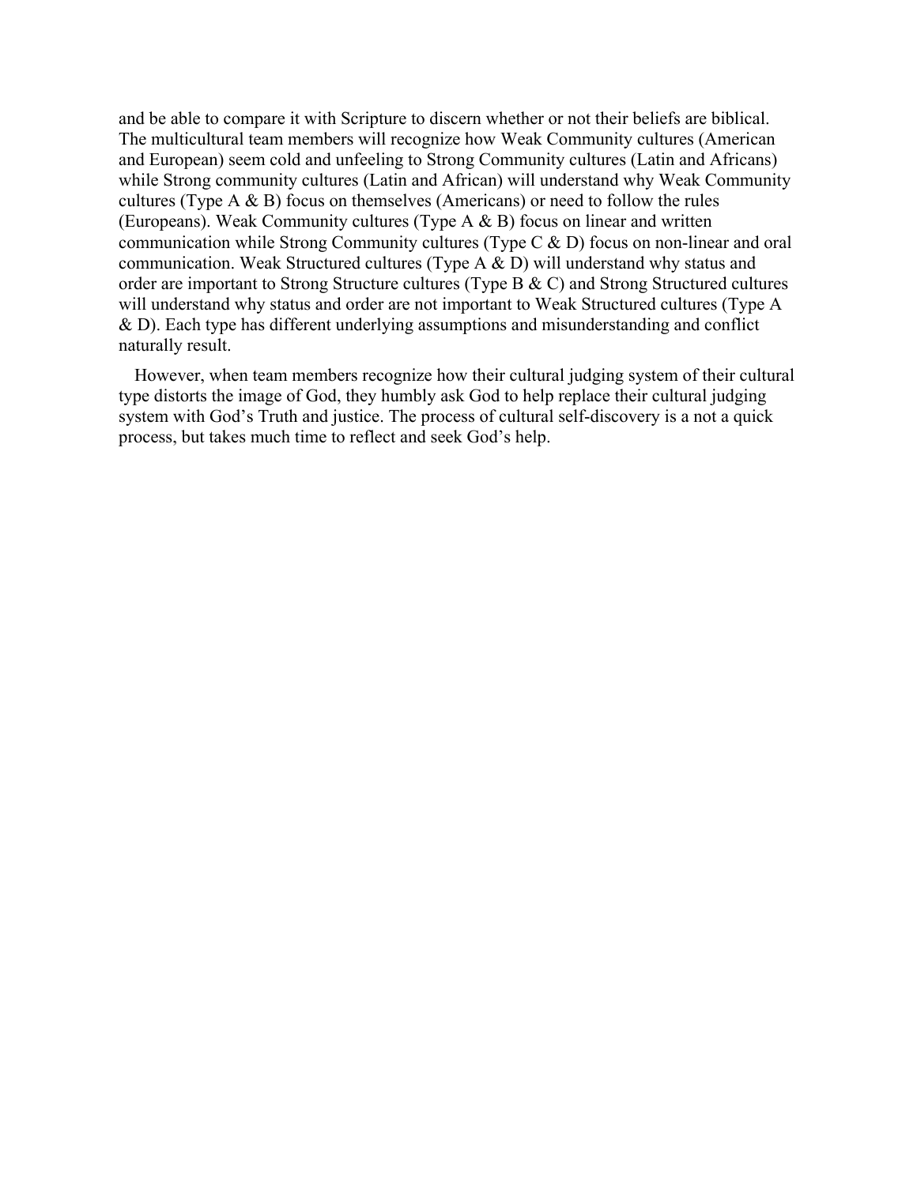and be able to compare it with Scripture to discern whether or not their beliefs are biblical. The multicultural team members will recognize how Weak Community cultures (American and European) seem cold and unfeeling to Strong Community cultures (Latin and Africans) while Strong community cultures (Latin and African) will understand why Weak Community cultures (Type A & B) focus on themselves (Americans) or need to follow the rules (Europeans). Weak Community cultures (Type A & B) focus on linear and written communication while Strong Community cultures (Type C & D) focus on non-linear and oral communication. Weak Structured cultures (Type A & D) will understand why status and order are important to Strong Structure cultures (Type B & C) and Strong Structured cultures will understand why status and order are not important to Weak Structured cultures (Type A & D). Each type has different underlying assumptions and misunderstanding and conflict naturally result.

However, when team members recognize how their cultural judging system of their cultural type distorts the image of God, they humbly ask God to help replace their cultural judging system with God's Truth and justice. The process of cultural self-discovery is a not a quick process, but takes much time to reflect and seek God's help.